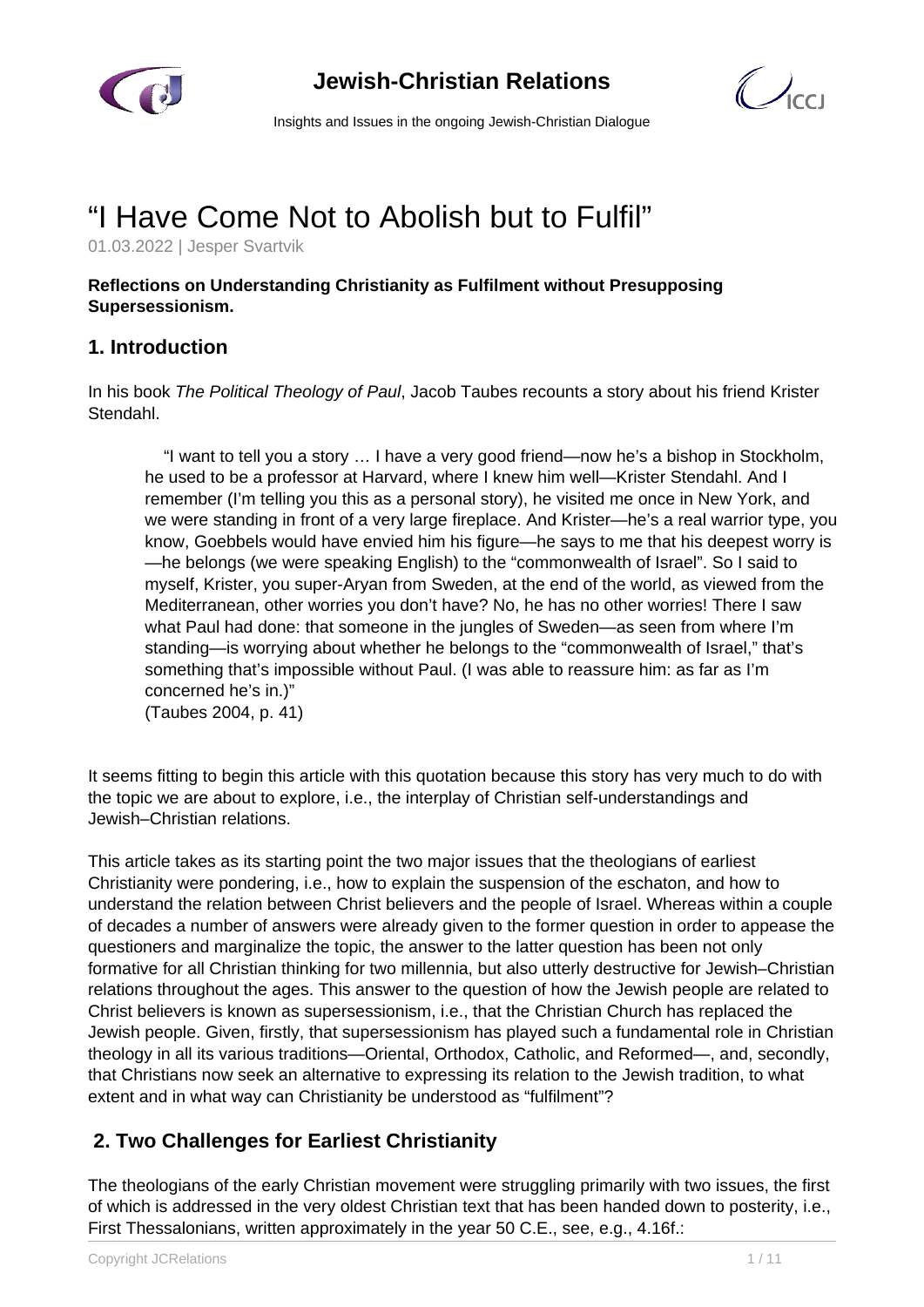# “I Have Come Not to Abolish but to Fulfil”

01.03.2022 | Jesper Svartvik

**Reflections on Understanding Christianity as Fulfilment without Presupposing Supersessionism.**

## 1. Introduction

In his book *The Political Theology of Paul*, Jacob Taubes recounts a story about his friend Krister Stendahl.

> “I want to tell you a story … I have a very good friend—now he’s a bishop in Stockholm, he used to be a professor at Harvard, where I knew him well—Krister Stendahl. And I remember (I’m telling you this as a personal story), he visited me once in New York, and we were standing in front of a very large fireplace. And Krister—he’s a real warrior type, you know, Goebbels would have envied him his figure—he says to me that his deepest worry is—he belongs (we were speaking English) to the “commonwealth of Israel”. So I said to myself, Krister, you super-Aryan from Sweden, at the end of the world, as viewed from the Mediterranean, other worries you don’t have? No, he has no other worries! There I saw what Paul had done: that someone in the jungles of Sweden—as seen from where I’m standing—is worrying about whether he belongs to the “commonwealth of Israel,” that’s something that’s impossible without Paul. (I was able to reassure him: as far as I’m concerned he’s in.)”
> (Taubes 2004, p. 41)

It seems fitting to begin this article with this quotation because this story has very much to do with the topic we are about to explore, i.e., the interplay of Christian self-understandings and Jewish–Christian relations.

This article takes as its starting point the two major issues that the theologians of earliest Christianity were pondering, i.e., how to explain the suspension of the eschaton, and how to understand the relation between Christ believers and the people of Israel. Whereas within a couple of decades a number of answers were already given to the former question in order to appease the questioners and marginalize the topic, the answer to the latter question has been not only formative for all Christian thinking for two millennia, but also utterly destructive for Jewish–Christian relations throughout the ages. This answer to the question of how the Jewish people are related to Christ believers is known as supersessionism, i.e., that the Christian Church has replaced the Jewish people. Given, firstly, that supersessionism has played such a fundamental role in Christian theology in all its various traditions—Oriental, Orthodox, Catholic, and Reformed—, and, secondly, that Christians now seek an alternative to expressing its relation to the Jewish tradition, to what extent and in what way can Christianity be understood as “fulfilment”?

## 2. Two Challenges for Earliest Christianity

The theologians of the early Christian movement were struggling primarily with two issues, the first of which is addressed in the very oldest Christian text that has been handed down to posterity, i.e., First Thessalonians, written approximately in the year 50 C.E., see, e.g., 4.16f.: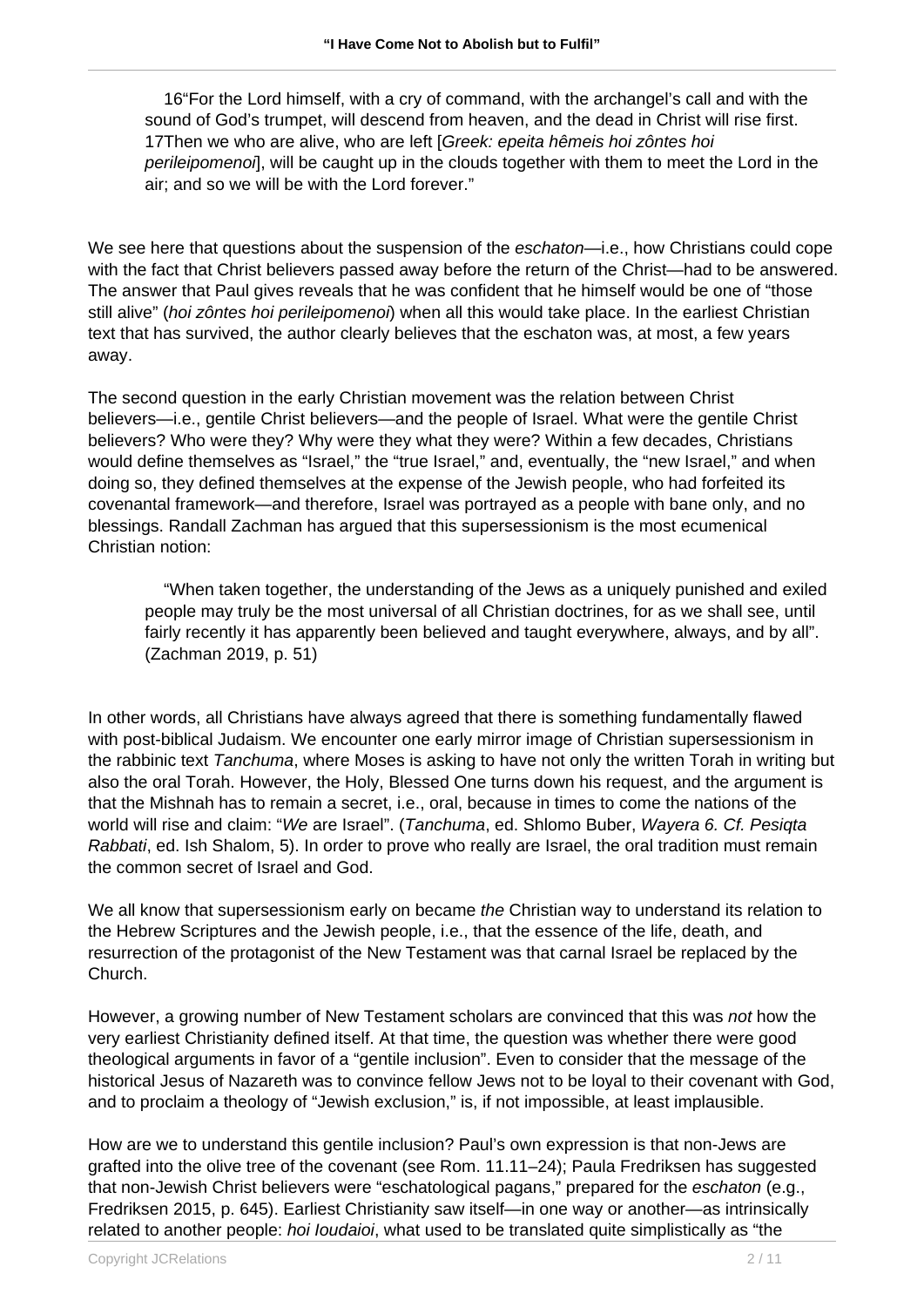> 16"For the Lord himself, with a cry of command, with the archangel's call and with the sound of God's trumpet, will descend from heaven, and the dead in Christ will rise first. 17Then we who are alive, who are left [*Greek: epeita hêmeis hoi zôntes hoi perileipomenoi*], will be caught up in the clouds together with them to meet the Lord in the air; and so we will be with the Lord forever."

We see here that questions about the suspension of the *eschaton*—i.e., how Christians could cope with the fact that Christ believers passed away before the return of the Christ—had to be answered. The answer that Paul gives reveals that he was confident that he himself would be one of "those still alive" (*hoi zôntes hoi perileipomenoi*) when all this would take place. In the earliest Christian text that has survived, the author clearly believes that the eschaton was, at most, a few years away.

The second question in the early Christian movement was the relation between Christ believers—i.e., gentile Christ believers—and the people of Israel. What were the gentile Christ believers? Who were they? Why were they what they were? Within a few decades, Christians would define themselves as "Israel," the "true Israel," and, eventually, the "new Israel," and when doing so, they defined themselves at the expense of the Jewish people, who had forfeited its covenantal framework—and therefore, Israel was portrayed as a people with bane only, and no blessings. Randall Zachman has argued that this supersessionism is the most ecumenical Christian notion:

> "When taken together, the understanding of the Jews as a uniquely punished and exiled people may truly be the most universal of all Christian doctrines, for as we shall see, until fairly recently it has apparently been believed and taught everywhere, always, and by all". (Zachman 2019, p. 51)

In other words, all Christians have always agreed that there is something fundamentally flawed with post-biblical Judaism. We encounter one early mirror image of Christian supersessionism in the rabbinic text *Tanchuma*, where Moses is asking to have not only the written Torah in writing but also the oral Torah. However, the Holy, Blessed One turns down his request, and the argument is that the Mishnah has to remain a secret, i.e., oral, because in times to come the nations of the world will rise and claim: "*We* are Israel". (*Tanchuma*, ed. Shlomo Buber, *Wayera 6. Cf. Pesiqta Rabbati*, ed. Ish Shalom, 5). In order to prove who really are Israel, the oral tradition must remain the common secret of Israel and God.

We all know that supersessionism early on became *the* Christian way to understand its relation to the Hebrew Scriptures and the Jewish people, i.e., that the essence of the life, death, and resurrection of the protagonist of the New Testament was that carnal Israel be replaced by the Church.

However, a growing number of New Testament scholars are convinced that this was *not* how the very earliest Christianity defined itself. At that time, the question was whether there were good theological arguments in favor of a "gentile inclusion". Even to consider that the message of the historical Jesus of Nazareth was to convince fellow Jews not to be loyal to their covenant with God, and to proclaim a theology of "Jewish exclusion," is, if not impossible, at least implausible.

How are we to understand this gentile inclusion? Paul's own expression is that non-Jews are grafted into the olive tree of the covenant (see Rom. 11.11–24); Paula Fredriksen has suggested that non-Jewish Christ believers were "eschatological pagans," prepared for the *eschaton* (e.g., Fredriksen 2015, p. 645). Earliest Christianity saw itself—in one way or another—as intrinsically related to another people: *hoi Ioudaioi*, what used to be translated quite simplistically as "the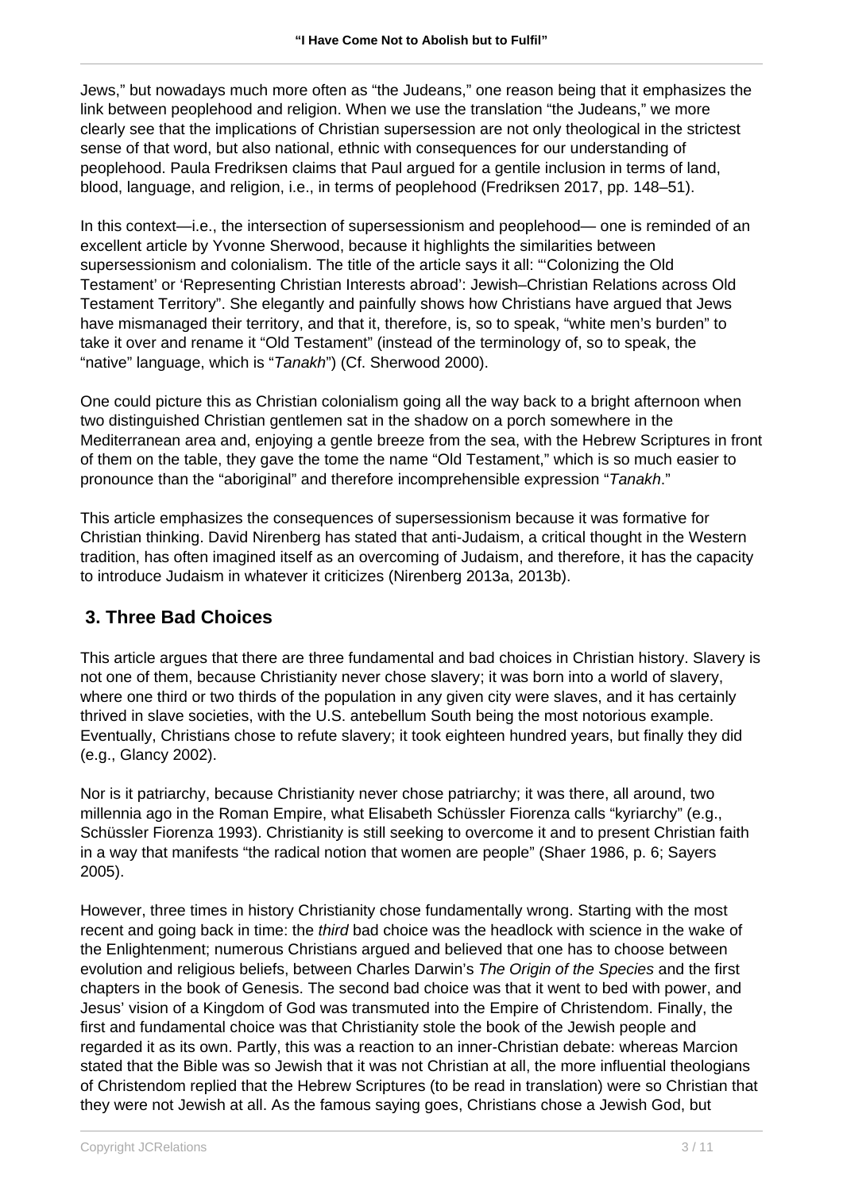Jews," but nowadays much more often as "the Judeans," one reason being that it emphasizes the link between peoplehood and religion. When we use the translation "the Judeans," we more clearly see that the implications of Christian supersession are not only theological in the strictest sense of that word, but also national, ethnic with consequences for our understanding of peoplehood. Paula Fredriksen claims that Paul argued for a gentile inclusion in terms of land, blood, language, and religion, i.e., in terms of peoplehood (Fredriksen 2017, pp. 148–51).

In this context—i.e., the intersection of supersessionism and peoplehood— one is reminded of an excellent article by Yvonne Sherwood, because it highlights the similarities between supersessionism and colonialism. The title of the article says it all: "'Colonizing the Old Testament' or 'Representing Christian Interests abroad': Jewish–Christian Relations across Old Testament Territory". She elegantly and painfully shows how Christians have argued that Jews have mismanaged their territory, and that it, therefore, is, so to speak, "white men's burden" to take it over and rename it "Old Testament" (instead of the terminology of, so to speak, the "native" language, which is "*Tanakh*") (Cf. Sherwood 2000).

One could picture this as Christian colonialism going all the way back to a bright afternoon when two distinguished Christian gentlemen sat in the shadow on a porch somewhere in the Mediterranean area and, enjoying a gentle breeze from the sea, with the Hebrew Scriptures in front of them on the table, they gave the tome the name "Old Testament," which is so much easier to pronounce than the "aboriginal" and therefore incomprehensible expression "*Tanakh*."

This article emphasizes the consequences of supersessionism because it was formative for Christian thinking. David Nirenberg has stated that anti-Judaism, a critical thought in the Western tradition, has often imagined itself as an overcoming of Judaism, and therefore, it has the capacity to introduce Judaism in whatever it criticizes (Nirenberg 2013a, 2013b).

## 3. Three Bad Choices

This article argues that there are three fundamental and bad choices in Christian history. Slavery is not one of them, because Christianity never chose slavery; it was born into a world of slavery, where one third or two thirds of the population in any given city were slaves, and it has certainly thrived in slave societies, with the U.S. antebellum South being the most notorious example. Eventually, Christians chose to refute slavery; it took eighteen hundred years, but finally they did (e.g., Glancy 2002).

Nor is it patriarchy, because Christianity never chose patriarchy; it was there, all around, two millennia ago in the Roman Empire, what Elisabeth Schüssler Fiorenza calls "kyriarchy" (e.g., Schüssler Fiorenza 1993). Christianity is still seeking to overcome it and to present Christian faith in a way that manifests "the radical notion that women are people" (Shaer 1986, p. 6; Sayers 2005).

However, three times in history Christianity chose fundamentally wrong. Starting with the most recent and going back in time: the *third* bad choice was the headlock with science in the wake of the Enlightenment; numerous Christians argued and believed that one has to choose between evolution and religious beliefs, between Charles Darwin's *The Origin of the Species* and the first chapters in the book of Genesis. The second bad choice was that it went to bed with power, and Jesus' vision of a Kingdom of God was transmuted into the Empire of Christendom. Finally, the first and fundamental choice was that Christianity stole the book of the Jewish people and regarded it as its own. Partly, this was a reaction to an inner-Christian debate: whereas Marcion stated that the Bible was so Jewish that it was not Christian at all, the more influential theologians of Christendom replied that the Hebrew Scriptures (to be read in translation) were so Christian that they were not Jewish at all. As the famous saying goes, Christians chose a Jewish God, but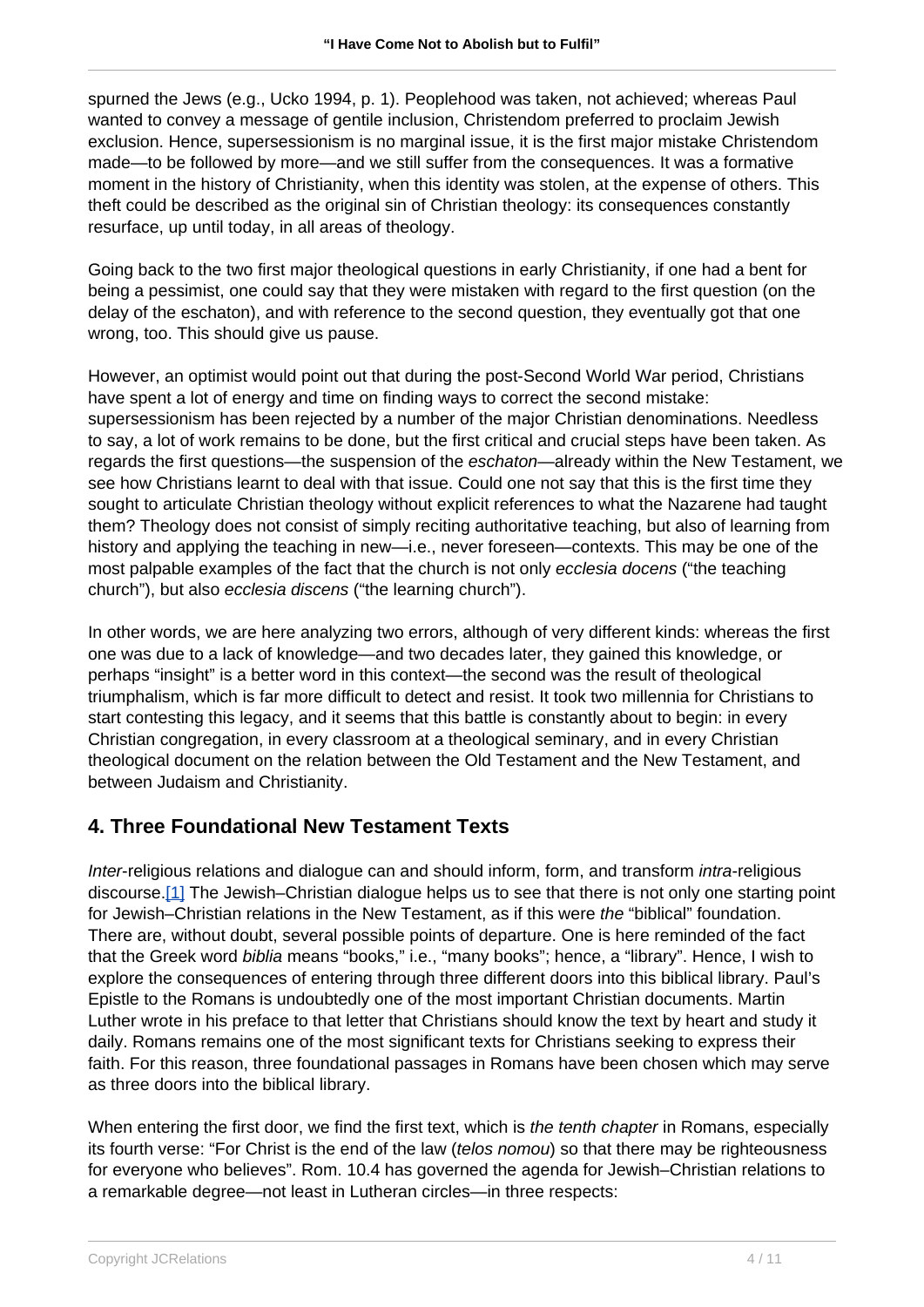spurned the Jews (e.g., Ucko 1994, p. 1). Peoplehood was taken, not achieved; whereas Paul wanted to convey a message of gentile inclusion, Christendom preferred to proclaim Jewish exclusion. Hence, supersessionism is no marginal issue, it is the first major mistake Christendom made—to be followed by more—and we still suffer from the consequences. It was a formative moment in the history of Christianity, when this identity was stolen, at the expense of others. This theft could be described as the original sin of Christian theology: its consequences constantly resurface, up until today, in all areas of theology.

Going back to the two first major theological questions in early Christianity, if one had a bent for being a pessimist, one could say that they were mistaken with regard to the first question (on the delay of the eschaton), and with reference to the second question, they eventually got that one wrong, too. This should give us pause.

However, an optimist would point out that during the post-Second World War period, Christians have spent a lot of energy and time on finding ways to correct the second mistake: supersessionism has been rejected by a number of the major Christian denominations. Needless to say, a lot of work remains to be done, but the first critical and crucial steps have been taken. As regards the first questions—the suspension of the *eschaton*—already within the New Testament, we see how Christians learnt to deal with that issue. Could one not say that this is the first time they sought to articulate Christian theology without explicit references to what the Nazarene had taught them? Theology does not consist of simply reciting authoritative teaching, but also of learning from history and applying the teaching in new—i.e., never foreseen—contexts. This may be one of the most palpable examples of the fact that the church is not only *ecclesia docens* ("the teaching church"), but also *ecclesia discens* ("the learning church").

In other words, we are here analyzing two errors, although of very different kinds: whereas the first one was due to a lack of knowledge—and two decades later, they gained this knowledge, or perhaps "insight" is a better word in this context—the second was the result of theological triumphalism, which is far more difficult to detect and resist. It took two millennia for Christians to start contesting this legacy, and it seems that this battle is constantly about to begin: in every Christian congregation, in every classroom at a theological seminary, and in every Christian theological document on the relation between the Old Testament and the New Testament, and between Judaism and Christianity.

## 4. Three Foundational New Testament Texts

*Inter*-religious relations and dialogue can and should inform, form, and transform *intra*-religious discourse.[1] The Jewish–Christian dialogue helps us to see that there is not only one starting point for Jewish–Christian relations in the New Testament, as if this were *the* "biblical" foundation. There are, without doubt, several possible points of departure. One is here reminded of the fact that the Greek word *biblia* means "books," i.e., "many books"; hence, a "library". Hence, I wish to explore the consequences of entering through three different doors into this biblical library. Paul's Epistle to the Romans is undoubtedly one of the most important Christian documents. Martin Luther wrote in his preface to that letter that Christians should know the text by heart and study it daily. Romans remains one of the most significant texts for Christians seeking to express their faith. For this reason, three foundational passages in Romans have been chosen which may serve as three doors into the biblical library.

When entering the first door, we find the first text, which is *the tenth chapter* in Romans, especially its fourth verse: "For Christ is the end of the law (*telos nomou*) so that there may be righteousness for everyone who believes". Rom. 10.4 has governed the agenda for Jewish–Christian relations to a remarkable degree—not least in Lutheran circles—in three respects: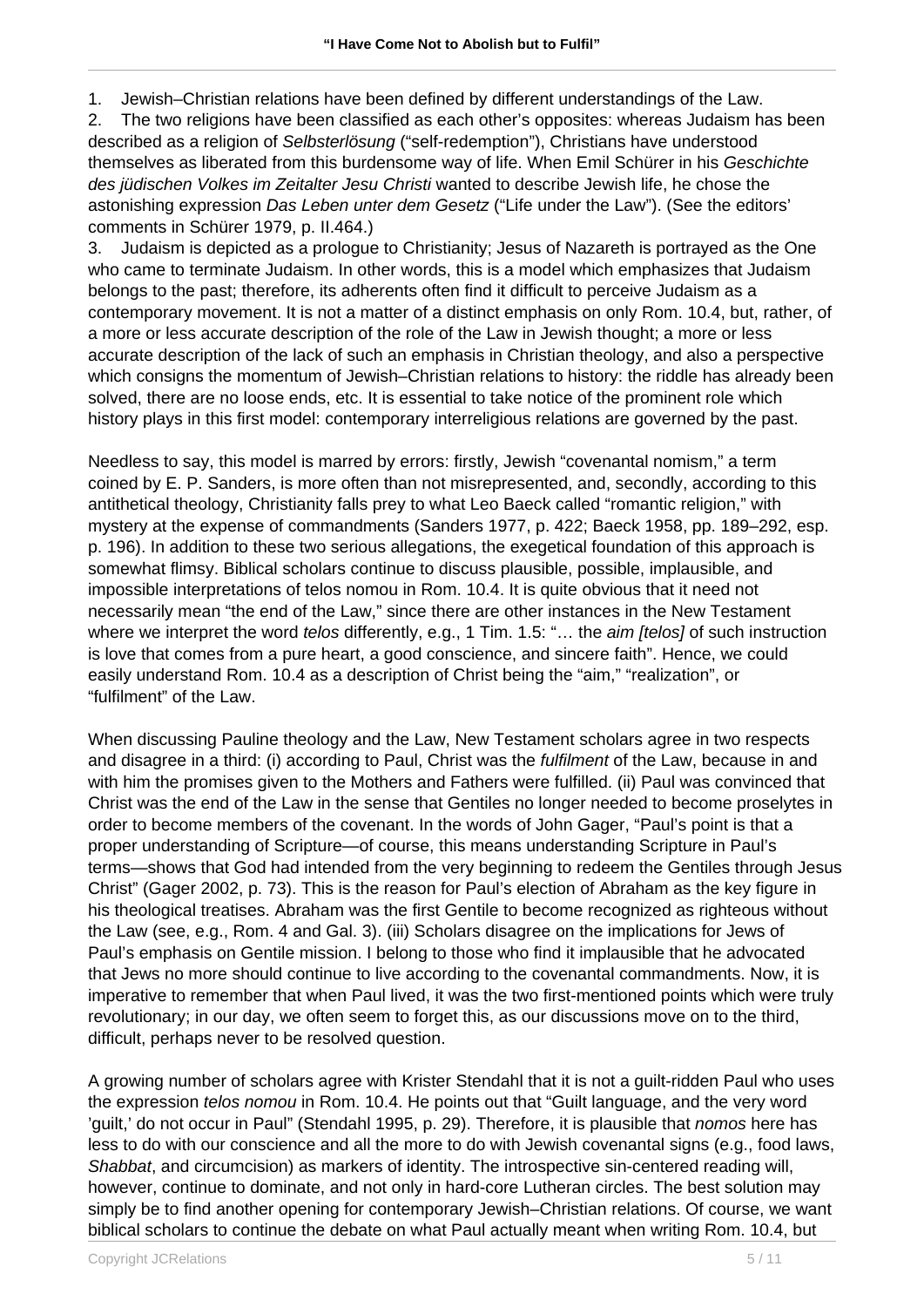1. Jewish–Christian relations have been defined by different understandings of the Law.
2. The two religions have been classified as each other's opposites: whereas Judaism has been described as a religion of *Selbsterlösung* ("self-redemption"), Christians have understood themselves as liberated from this burdensome way of life. When Emil Schürer in his *Geschichte des jüdischen Volkes im Zeitalter Jesu Christi* wanted to describe Jewish life, he chose the astonishing expression *Das Leben unter dem Gesetz* ("Life under the Law"). (See the editors' comments in Schürer 1979, p. II.464.)
3. Judaism is depicted as a prologue to Christianity; Jesus of Nazareth is portrayed as the One who came to terminate Judaism. In other words, this is a model which emphasizes that Judaism belongs to the past; therefore, its adherents often find it difficult to perceive Judaism as a contemporary movement. It is not a matter of a distinct emphasis on only Rom. 10.4, but, rather, of a more or less accurate description of the role of the Law in Jewish thought; a more or less accurate description of the lack of such an emphasis in Christian theology, and also a perspective which consigns the momentum of Jewish–Christian relations to history: the riddle has already been solved, there are no loose ends, etc. It is essential to take notice of the prominent role which history plays in this first model: contemporary interreligious relations are governed by the past.

Needless to say, this model is marred by errors: firstly, Jewish "covenantal nomism," a term coined by E. P. Sanders, is more often than not misrepresented, and, secondly, according to this antithetical theology, Christianity falls prey to what Leo Baeck called "romantic religion," with mystery at the expense of commandments (Sanders 1977, p. 422; Baeck 1958, pp. 189–292, esp. p. 196). In addition to these two serious allegations, the exegetical foundation of this approach is somewhat flimsy. Biblical scholars continue to discuss plausible, possible, implausible, and impossible interpretations of telos nomou in Rom. 10.4. It is quite obvious that it need not necessarily mean "the end of the Law," since there are other instances in the New Testament where we interpret the word *telos* differently, e.g., 1 Tim. 1.5: "… the *aim [telos]* of such instruction is love that comes from a pure heart, a good conscience, and sincere faith". Hence, we could easily understand Rom. 10.4 as a description of Christ being the "aim," "realization", or "fulfilment" of the Law.

When discussing Pauline theology and the Law, New Testament scholars agree in two respects and disagree in a third: (i) according to Paul, Christ was the *fulfilment* of the Law, because in and with him the promises given to the Mothers and Fathers were fulfilled. (ii) Paul was convinced that Christ was the end of the Law in the sense that Gentiles no longer needed to become proselytes in order to become members of the covenant. In the words of John Gager, "Paul's point is that a proper understanding of Scripture—of course, this means understanding Scripture in Paul's terms—shows that God had intended from the very beginning to redeem the Gentiles through Jesus Christ" (Gager 2002, p. 73). This is the reason for Paul's election of Abraham as the key figure in his theological treatises. Abraham was the first Gentile to become recognized as righteous without the Law (see, e.g., Rom. 4 and Gal. 3). (iii) Scholars disagree on the implications for Jews of Paul's emphasis on Gentile mission. I belong to those who find it implausible that he advocated that Jews no more should continue to live according to the covenantal commandments. Now, it is imperative to remember that when Paul lived, it was the two first-mentioned points which were truly revolutionary; in our day, we often seem to forget this, as our discussions move on to the third, difficult, perhaps never to be resolved question.

A growing number of scholars agree with Krister Stendahl that it is not a guilt-ridden Paul who uses the expression *telos nomou* in Rom. 10.4. He points out that "Guilt language, and the very word 'guilt,' do not occur in Paul" (Stendahl 1995, p. 29). Therefore, it is plausible that *nomos* here has less to do with our conscience and all the more to do with Jewish covenantal signs (e.g., food laws, *Shabbat*, and circumcision) as markers of identity. The introspective sin-centered reading will, however, continue to dominate, and not only in hard-core Lutheran circles. The best solution may simply be to find another opening for contemporary Jewish–Christian relations. Of course, we want biblical scholars to continue the debate on what Paul actually meant when writing Rom. 10.4, but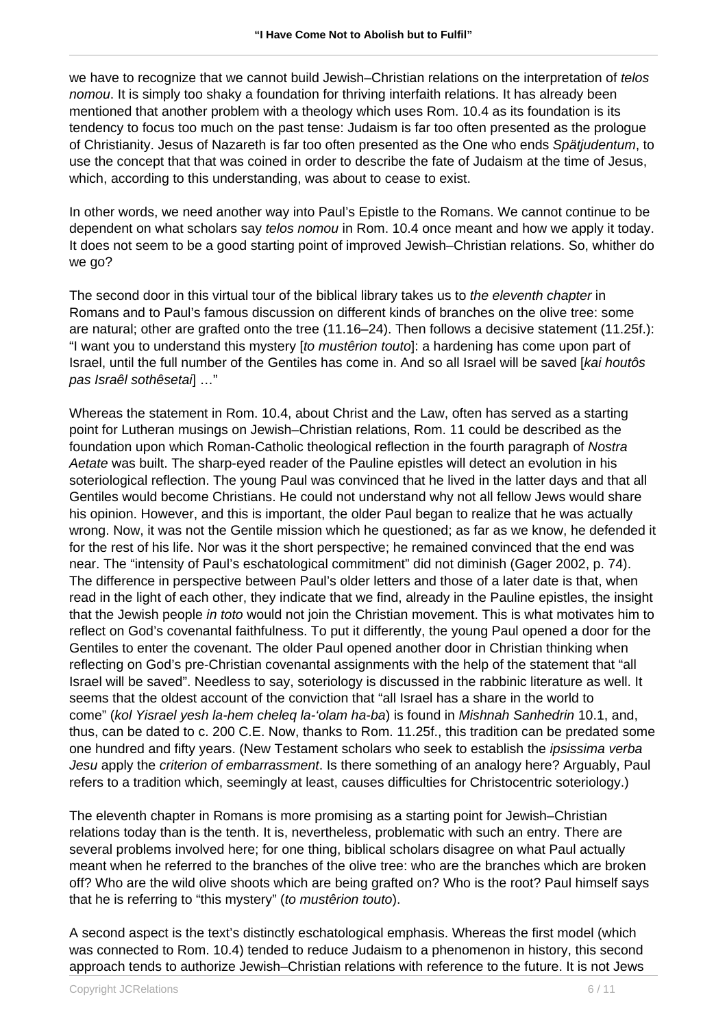we have to recognize that we cannot build Jewish–Christian relations on the interpretation of *telos nomou*. It is simply too shaky a foundation for thriving interfaith relations. It has already been mentioned that another problem with a theology which uses Rom. 10.4 as its foundation is its tendency to focus too much on the past tense: Judaism is far too often presented as the prologue of Christianity. Jesus of Nazareth is far too often presented as the One who ends *Spätjudentum*, to use the concept that that was coined in order to describe the fate of Judaism at the time of Jesus, which, according to this understanding, was about to cease to exist.

In other words, we need another way into Paul's Epistle to the Romans. We cannot continue to be dependent on what scholars say *telos nomou* in Rom. 10.4 once meant and how we apply it today. It does not seem to be a good starting point of improved Jewish–Christian relations. So, whither do we go?

The second door in this virtual tour of the biblical library takes us to *the eleventh chapter* in Romans and to Paul's famous discussion on different kinds of branches on the olive tree: some are natural; other are grafted onto the tree (11.16–24). Then follows a decisive statement (11.25f.): "I want you to understand this mystery [*to mustêrion touto*]: a hardening has come upon part of Israel, until the full number of the Gentiles has come in. And so all Israel will be saved [*kai houtôs pas Israêl sothêsetai*] …"

Whereas the statement in Rom. 10.4, about Christ and the Law, often has served as a starting point for Lutheran musings on Jewish–Christian relations, Rom. 11 could be described as the foundation upon which Roman-Catholic theological reflection in the fourth paragraph of *Nostra Aetate* was built. The sharp-eyed reader of the Pauline epistles will detect an evolution in his soteriological reflection. The young Paul was convinced that he lived in the latter days and that all Gentiles would become Christians. He could not understand why not all fellow Jews would share his opinion. However, and this is important, the older Paul began to realize that he was actually wrong. Now, it was not the Gentile mission which he questioned; as far as we know, he defended it for the rest of his life. Nor was it the short perspective; he remained convinced that the end was near. The "intensity of Paul's eschatological commitment" did not diminish (Gager 2002, p. 74). The difference in perspective between Paul's older letters and those of a later date is that, when read in the light of each other, they indicate that we find, already in the Pauline epistles, the insight that the Jewish people *in toto* would not join the Christian movement. This is what motivates him to reflect on God's covenantal faithfulness. To put it differently, the young Paul opened a door for the Gentiles to enter the covenant. The older Paul opened another door in Christian thinking when reflecting on God's pre-Christian covenantal assignments with the help of the statement that "all Israel will be saved". Needless to say, soteriology is discussed in the rabbinic literature as well. It seems that the oldest account of the conviction that "all Israel has a share in the world to come" (*kol Yisrael yesh la-hem cheleq la-'olam ha-ba*) is found in *Mishnah Sanhedrin* 10.1, and, thus, can be dated to c. 200 C.E. Now, thanks to Rom. 11.25f., this tradition can be predated some one hundred and fifty years. (New Testament scholars who seek to establish the *ipsissima verba Jesu* apply the *criterion of embarrassment*. Is there something of an analogy here? Arguably, Paul refers to a tradition which, seemingly at least, causes difficulties for Christocentric soteriology.)

The eleventh chapter in Romans is more promising as a starting point for Jewish–Christian relations today than is the tenth. It is, nevertheless, problematic with such an entry. There are several problems involved here; for one thing, biblical scholars disagree on what Paul actually meant when he referred to the branches of the olive tree: who are the branches which are broken off? Who are the wild olive shoots which are being grafted on? Who is the root? Paul himself says that he is referring to "this mystery" (*to mustêrion touto*).

A second aspect is the text's distinctly eschatological emphasis. Whereas the first model (which was connected to Rom. 10.4) tended to reduce Judaism to a phenomenon in history, this second approach tends to authorize Jewish–Christian relations with reference to the future. It is not Jews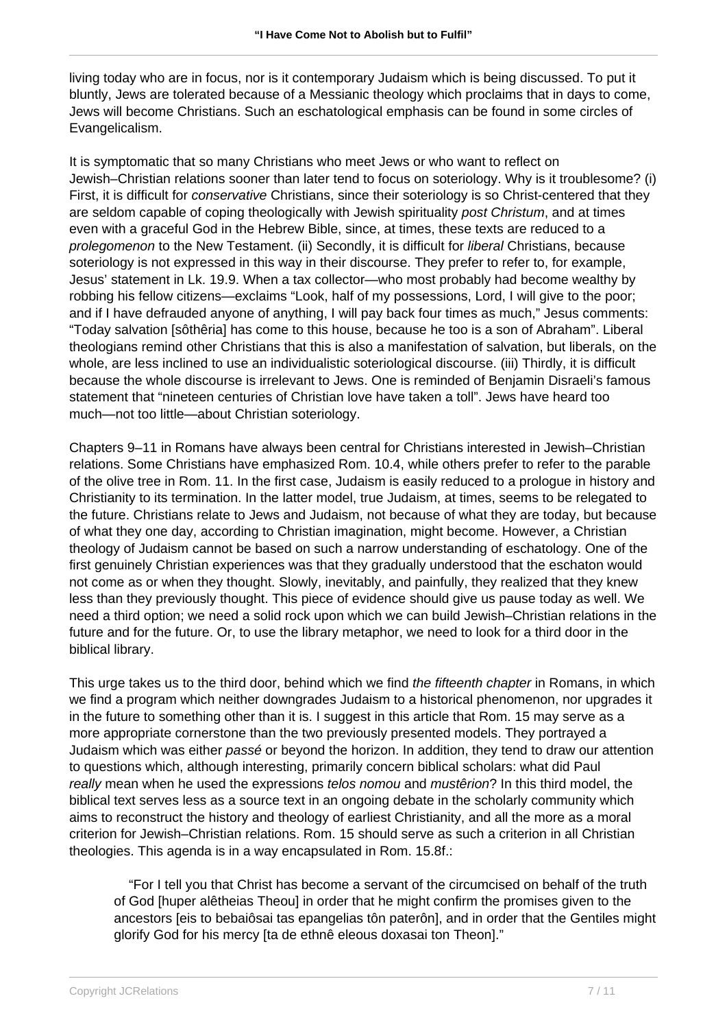living today who are in focus, nor is it contemporary Judaism which is being discussed. To put it bluntly, Jews are tolerated because of a Messianic theology which proclaims that in days to come, Jews will become Christians. Such an eschatological emphasis can be found in some circles of Evangelicalism.

It is symptomatic that so many Christians who meet Jews or who want to reflect on Jewish–Christian relations sooner than later tend to focus on soteriology. Why is it troublesome? (i) First, it is difficult for *conservative* Christians, since their soteriology is so Christ-centered that they are seldom capable of coping theologically with Jewish spirituality *post Christum*, and at times even with a graceful God in the Hebrew Bible, since, at times, these texts are reduced to a *prolegomenon* to the New Testament. (ii) Secondly, it is difficult for *liberal* Christians, because soteriology is not expressed in this way in their discourse. They prefer to refer to, for example, Jesus' statement in Lk. 19.9. When a tax collector—who most probably had become wealthy by robbing his fellow citizens—exclaims "Look, half of my possessions, Lord, I will give to the poor; and if I have defrauded anyone of anything, I will pay back four times as much," Jesus comments: "Today salvation [sôthêria] has come to this house, because he too is a son of Abraham". Liberal theologians remind other Christians that this is also a manifestation of salvation, but liberals, on the whole, are less inclined to use an individualistic soteriological discourse. (iii) Thirdly, it is difficult because the whole discourse is irrelevant to Jews. One is reminded of Benjamin Disraeli's famous statement that "nineteen centuries of Christian love have taken a toll". Jews have heard too much—not too little—about Christian soteriology.

Chapters 9–11 in Romans have always been central for Christians interested in Jewish–Christian relations. Some Christians have emphasized Rom. 10.4, while others prefer to refer to the parable of the olive tree in Rom. 11. In the first case, Judaism is easily reduced to a prologue in history and Christianity to its termination. In the latter model, true Judaism, at times, seems to be relegated to the future. Christians relate to Jews and Judaism, not because of what they are today, but because of what they one day, according to Christian imagination, might become. However, a Christian theology of Judaism cannot be based on such a narrow understanding of eschatology. One of the first genuinely Christian experiences was that they gradually understood that the eschaton would not come as or when they thought. Slowly, inevitably, and painfully, they realized that they knew less than they previously thought. This piece of evidence should give us pause today as well. We need a third option; we need a solid rock upon which we can build Jewish–Christian relations in the future and for the future. Or, to use the library metaphor, we need to look for a third door in the biblical library.

This urge takes us to the third door, behind which we find *the fifteenth chapter* in Romans, in which we find a program which neither downgrades Judaism to a historical phenomenon, nor upgrades it in the future to something other than it is. I suggest in this article that Rom. 15 may serve as a more appropriate cornerstone than the two previously presented models. They portrayed a Judaism which was either *passé* or beyond the horizon. In addition, they tend to draw our attention to questions which, although interesting, primarily concern biblical scholars: what did Paul *really* mean when he used the expressions *telos nomou* and *mustêrion*? In this third model, the biblical text serves less as a source text in an ongoing debate in the scholarly community which aims to reconstruct the history and theology of earliest Christianity, and all the more as a moral criterion for Jewish–Christian relations. Rom. 15 should serve as such a criterion in all Christian theologies. This agenda is in a way encapsulated in Rom. 15.8f.:

> "For I tell you that Christ has become a servant of the circumcised on behalf of the truth of God [huper alêtheias Theou] in order that he might confirm the promises given to the ancestors [eis to bebaiôsai tas epangelias tôn paterôn], and in order that the Gentiles might glorify God for his mercy [ta de ethnê eleous doxasai ton Theon]."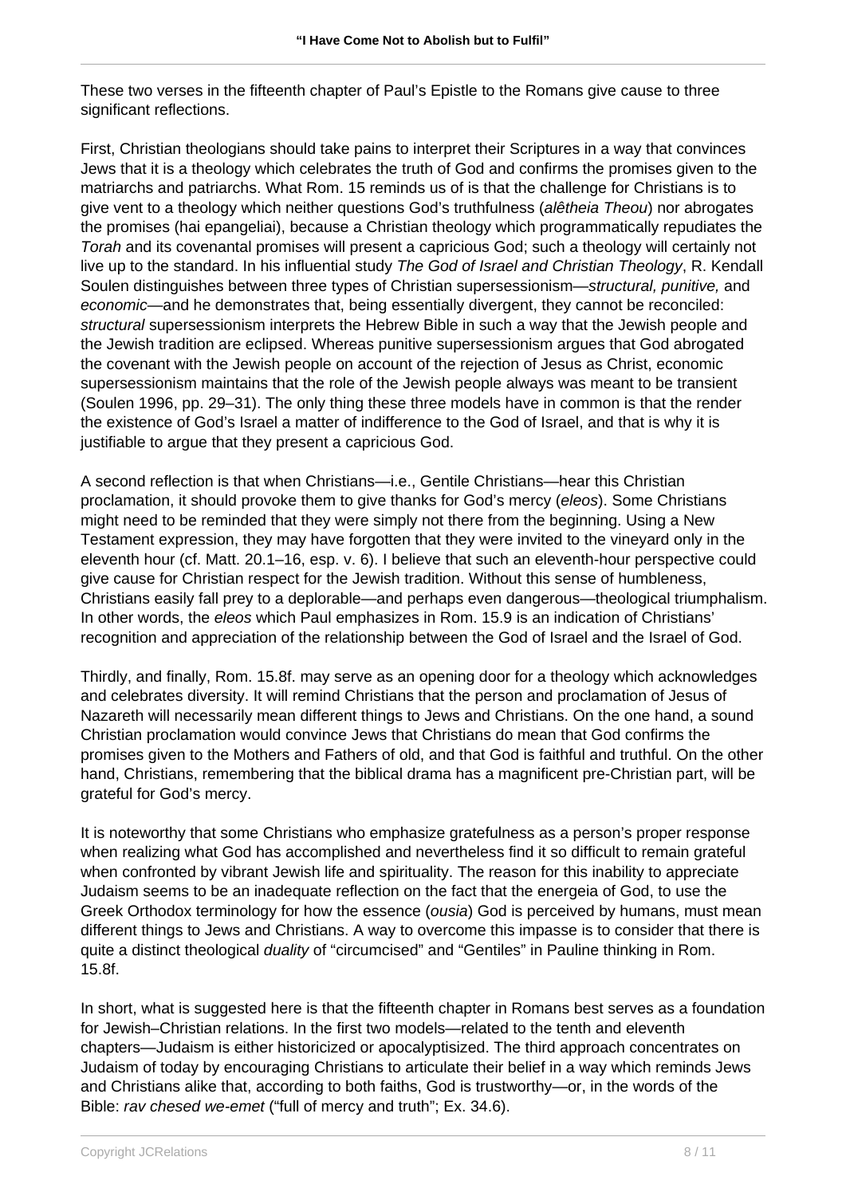These two verses in the fifteenth chapter of Paul's Epistle to the Romans give cause to three significant reflections.

First, Christian theologians should take pains to interpret their Scriptures in a way that convinces Jews that it is a theology which celebrates the truth of God and confirms the promises given to the matriarchs and patriarchs. What Rom. 15 reminds us of is that the challenge for Christians is to give vent to a theology which neither questions God's truthfulness (*alêtheia Theou*) nor abrogates the promises (hai epangeliai), because a Christian theology which programmatically repudiates the *Torah* and its covenantal promises will present a capricious God; such a theology will certainly not live up to the standard. In his influential study *The God of Israel and Christian Theology*, R. Kendall Soulen distinguishes between three types of Christian supersessionism—*structural, punitive,* and *economic*—and he demonstrates that, being essentially divergent, they cannot be reconciled: *structural* supersessionism interprets the Hebrew Bible in such a way that the Jewish people and the Jewish tradition are eclipsed. Whereas punitive supersessionism argues that God abrogated the covenant with the Jewish people on account of the rejection of Jesus as Christ, economic supersessionism maintains that the role of the Jewish people always was meant to be transient (Soulen 1996, pp. 29–31). The only thing these three models have in common is that the render the existence of God's Israel a matter of indifference to the God of Israel, and that is why it is justifiable to argue that they present a capricious God.

A second reflection is that when Christians—i.e., Gentile Christians—hear this Christian proclamation, it should provoke them to give thanks for God's mercy (*eleos*). Some Christians might need to be reminded that they were simply not there from the beginning. Using a New Testament expression, they may have forgotten that they were invited to the vineyard only in the eleventh hour (cf. Matt. 20.1–16, esp. v. 6). I believe that such an eleventh-hour perspective could give cause for Christian respect for the Jewish tradition. Without this sense of humbleness, Christians easily fall prey to a deplorable—and perhaps even dangerous—theological triumphalism. In other words, the *eleos* which Paul emphasizes in Rom. 15.9 is an indication of Christians' recognition and appreciation of the relationship between the God of Israel and the Israel of God.

Thirdly, and finally, Rom. 15.8f. may serve as an opening door for a theology which acknowledges and celebrates diversity. It will remind Christians that the person and proclamation of Jesus of Nazareth will necessarily mean different things to Jews and Christians. On the one hand, a sound Christian proclamation would convince Jews that Christians do mean that God confirms the promises given to the Mothers and Fathers of old, and that God is faithful and truthful. On the other hand, Christians, remembering that the biblical drama has a magnificent pre-Christian part, will be grateful for God's mercy.

It is noteworthy that some Christians who emphasize gratefulness as a person's proper response when realizing what God has accomplished and nevertheless find it so difficult to remain grateful when confronted by vibrant Jewish life and spirituality. The reason for this inability to appreciate Judaism seems to be an inadequate reflection on the fact that the energeia of God, to use the Greek Orthodox terminology for how the essence (*ousia*) God is perceived by humans, must mean different things to Jews and Christians. A way to overcome this impasse is to consider that there is quite a distinct theological *duality* of "circumcised" and "Gentiles" in Pauline thinking in Rom. 15.8f.

In short, what is suggested here is that the fifteenth chapter in Romans best serves as a foundation for Jewish–Christian relations. In the first two models—related to the tenth and eleventh chapters—Judaism is either historicized or apocalyptisized. The third approach concentrates on Judaism of today by encouraging Christians to articulate their belief in a way which reminds Jews and Christians alike that, according to both faiths, God is trustworthy—or, in the words of the Bible: *rav chesed we-emet* ("full of mercy and truth"; Ex. 34.6).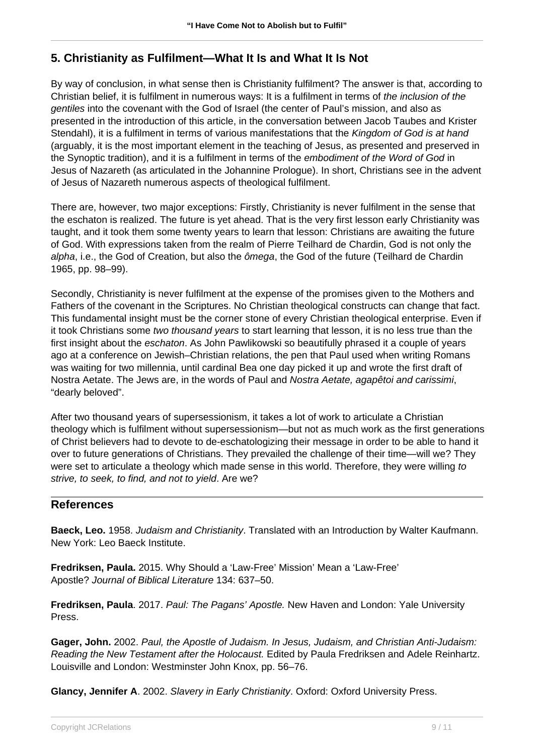## 5. Christianity as Fulfilment—What It Is and What It Is Not

By way of conclusion, in what sense then is Christianity fulfilment? The answer is that, according to Christian belief, it is fulfilment in numerous ways: It is a fulfilment in terms of *the inclusion of the gentiles* into the covenant with the God of Israel (the center of Paul's mission, and also as presented in the introduction of this article, in the conversation between Jacob Taubes and Krister Stendahl), it is a fulfilment in terms of various manifestations that the *Kingdom of God is at hand* (arguably, it is the most important element in the teaching of Jesus, as presented and preserved in the Synoptic tradition), and it is a fulfilment in terms of the *embodiment of the Word of God* in Jesus of Nazareth (as articulated in the Johannine Prologue). In short, Christians see in the advent of Jesus of Nazareth numerous aspects of theological fulfilment.

There are, however, two major exceptions: Firstly, Christianity is never fulfilment in the sense that the eschaton is realized. The future is yet ahead. That is the very first lesson early Christianity was taught, and it took them some twenty years to learn that lesson: Christians are awaiting the future of God. With expressions taken from the realm of Pierre Teilhard de Chardin, God is not only the *alpha*, i.e., the God of Creation, but also the *ômega*, the God of the future (Teilhard de Chardin 1965, pp. 98–99).

Secondly, Christianity is never fulfilment at the expense of the promises given to the Mothers and Fathers of the covenant in the Scriptures. No Christian theological constructs can change that fact. This fundamental insight must be the corner stone of every Christian theological enterprise. Even if it took Christians some *two thousand years* to start learning that lesson, it is no less true than the first insight about the *eschaton*. As John Pawlikowski so beautifully phrased it a couple of years ago at a conference on Jewish–Christian relations, the pen that Paul used when writing Romans was waiting for two millennia, until cardinal Bea one day picked it up and wrote the first draft of Nostra Aetate. The Jews are, in the words of Paul and *Nostra Aetate, agapêtoi and carissimi*, "dearly beloved".

After two thousand years of supersessionism, it takes a lot of work to articulate a Christian theology which is fulfilment without supersessionism—but not as much work as the first generations of Christ believers had to devote to de-eschatologizing their message in order to be able to hand it over to future generations of Christians. They prevailed the challenge of their time—will we? They were set to articulate a theology which made sense in this world. Therefore, they were willing *to strive, to seek, to find, and not to yield*. Are we?

## References

**Baeck, Leo.** 1958. *Judaism and Christianity*. Translated with an Introduction by Walter Kaufmann. New York: Leo Baeck Institute.

**Fredriksen, Paula.** 2015. Why Should a 'Law-Free' Mission' Mean a 'Law-Free' Apostle? *Journal of Biblical Literature* 134: 637–50.

**Fredriksen, Paula**. 2017. *Paul: The Pagans' Apostle.* New Haven and London: Yale University Press.

**Gager, John.** 2002. *Paul, the Apostle of Judaism. In Jesus, Judaism, and Christian Anti-Judaism: Reading the New Testament after the Holocaust.* Edited by Paula Fredriksen and Adele Reinhartz. Louisville and London: Westminster John Knox, pp. 56–76.

**Glancy, Jennifer A**. 2002. *Slavery in Early Christianity*. Oxford: Oxford University Press.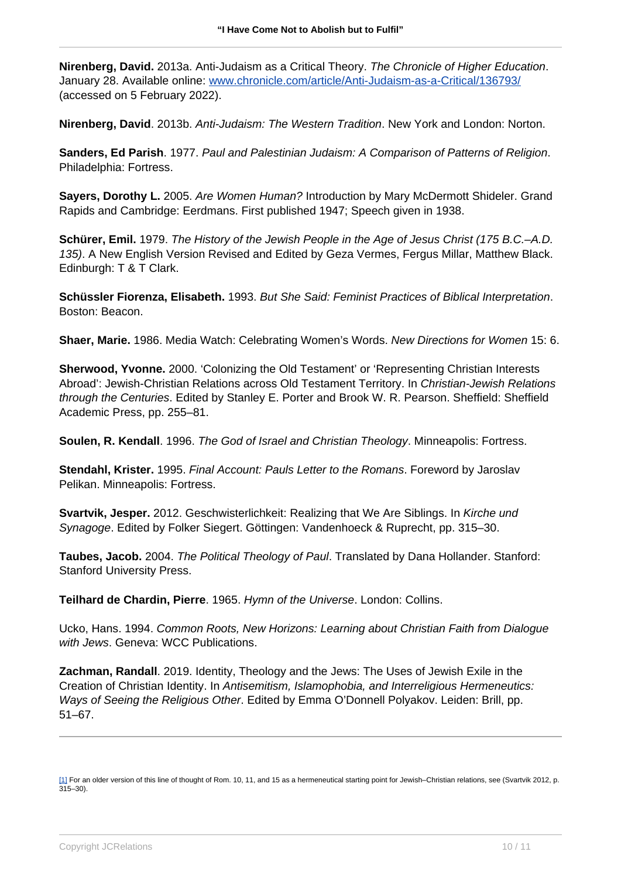**Nirenberg, David.** 2013a. Anti-Judaism as a Critical Theory. *The Chronicle of Higher Education*. January 28. Available online: [www.chronicle.com/article/Anti-Judaism-as-a-Critical/136793/](www.chronicle.com/article/Anti-Judaism-as-a-Critical/136793/) (accessed on 5 February 2022).

**Nirenberg, David**. 2013b. *Anti-Judaism: The Western Tradition*. New York and London: Norton.

**Sanders, Ed Parish**. 1977. *Paul and Palestinian Judaism: A Comparison of Patterns of Religion*. Philadelphia: Fortress.

**Sayers, Dorothy L.** 2005. *Are Women Human?* Introduction by Mary McDermott Shideler. Grand Rapids and Cambridge: Eerdmans. First published 1947; Speech given in 1938.

**Schürer, Emil.** 1979. *The History of the Jewish People in the Age of Jesus Christ (175 B.C.–A.D. 135)*. A New English Version Revised and Edited by Geza Vermes, Fergus Millar, Matthew Black. Edinburgh: T & T Clark.

**Schüssler Fiorenza, Elisabeth.** 1993. *But She Said: Feminist Practices of Biblical Interpretation*. Boston: Beacon.

**Shaer, Marie.** 1986. Media Watch: Celebrating Women's Words. *New Directions for Women* 15: 6.

**Sherwood, Yvonne.** 2000. 'Colonizing the Old Testament' or 'Representing Christian Interests Abroad': Jewish-Christian Relations across Old Testament Territory. In *Christian-Jewish Relations through the Centuries*. Edited by Stanley E. Porter and Brook W. R. Pearson. Sheffield: Sheffield Academic Press, pp. 255–81.

**Soulen, R. Kendall**. 1996. *The God of Israel and Christian Theology*. Minneapolis: Fortress.

**Stendahl, Krister.** 1995. *Final Account: Pauls Letter to the Romans*. Foreword by Jaroslav Pelikan. Minneapolis: Fortress.

**Svartvik, Jesper.** 2012. Geschwisterlichkeit: Realizing that We Are Siblings. In *Kirche und Synagoge*. Edited by Folker Siegert. Göttingen: Vandenhoeck & Ruprecht, pp. 315–30.

**Taubes, Jacob.** 2004. *The Political Theology of Paul*. Translated by Dana Hollander. Stanford: Stanford University Press.

**Teilhard de Chardin, Pierre**. 1965. *Hymn of the Universe*. London: Collins.

Ucko, Hans. 1994. *Common Roots, New Horizons: Learning about Christian Faith from Dialogue with Jews*. Geneva: WCC Publications.

**Zachman, Randall**. 2019. Identity, Theology and the Jews: The Uses of Jewish Exile in the Creation of Christian Identity. In *Antisemitism, Islamophobia, and Interreligious Hermeneutics: Ways of Seeing the Religious Other*. Edited by Emma O'Donnell Polyakov. Leiden: Brill, pp. 51–67.

---

[1] For an older version of this line of thought of Rom. 10, 11, and 15 as a hermeneutical starting point for Jewish–Christian relations, see (Svartvik 2012, p. 315–30).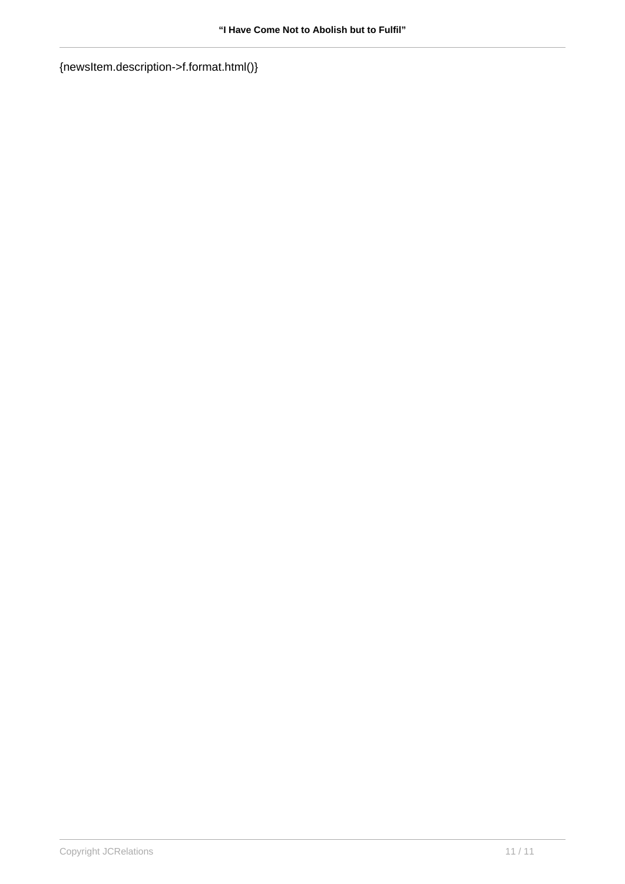{newsItem.description->f.format.html()}